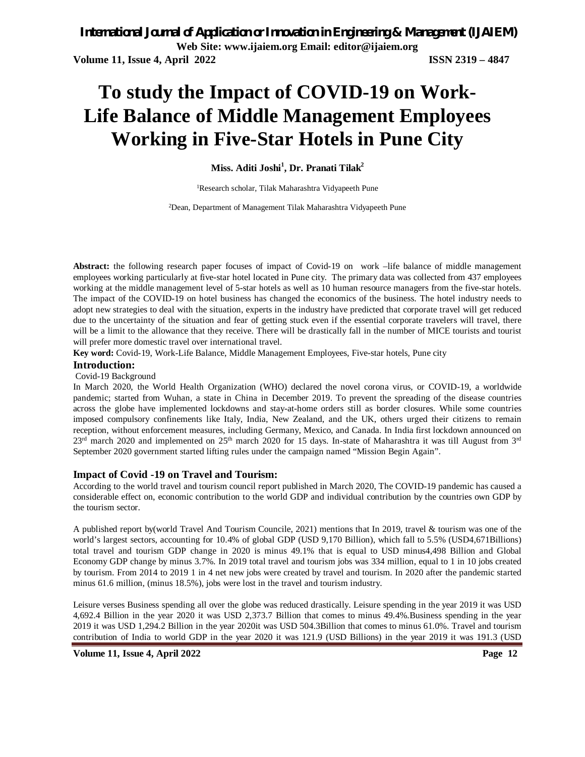# To study the Impact of COVID-19 on Work-Life Balance of Middle Management Employees Working in Five-Star Hotels in Pune City

**Miss. Aditi Joshi[1], Dr. Pranati Tilak[2]**

[1]Research scholar, Tilak Maharashtra Vidyapeeth Pune

[2]Dean, Department of Management Tilak Maharashtra Vidyapeeth Pune

**Abstract:** the following research paper focuses of impact of Covid-19 on work –life balance of middle management employees working particularly at five-star hotel located in Pune city. The primary data was collected from 437 employees working at the middle management level of 5-star hotels as well as 10 human resource managers from the five-star hotels. The impact of the COVID-19 on hotel business has changed the economics of the business. The hotel industry needs to adopt new strategies to deal with the situation, experts in the industry have predicted that corporate travel will get reduced due to the uncertainty of the situation and fear of getting stuck even if the essential corporate travelers will travel, there will be a limit to the allowance that they receive. There will be drastically fall in the number of MICE tourists and tourist will prefer more domestic travel over international travel.

**Key word:** Covid-19, Work-Life Balance, Middle Management Employees, Five-star hotels, Pune city

## Introduction:

Covid-19 Background

In March 2020, the World Health Organization (WHO) declared the novel corona virus, or COVID-19, a worldwide pandemic; started from Wuhan, a state in China in December 2019. To prevent the spreading of the disease countries across the globe have implemented lockdowns and stay-at-home orders still as border closures. While some countries imposed compulsory confinements like Italy, India, New Zealand, and the UK, others urged their citizens to remain reception, without enforcement measures, including Germany, Mexico, and Canada. In India first lockdown announced on 23rd march 2020 and implemented on 25th march 2020 for 15 days. In-state of Maharashtra it was till August from 3rd September 2020 government started lifting rules under the campaign named “Mission Begin Again”.

## Impact of Covid -19 on Travel and Tourism:

According to the world travel and tourism council report published in March 2020, The COVID-19 pandemic has caused a considerable effect on, economic contribution to the world GDP and individual contribution by the countries own GDP by the tourism sector.

A published report by(world Travel And Tourism Councile, 2021) mentions that In 2019, travel & tourism was one of the world’s largest sectors, accounting for 10.4% of global GDP (USD 9,170 Billion), which fall to 5.5% (USD4,671Billions) total travel and tourism GDP change in 2020 is minus 49.1% that is equal to USD minus4,498 Billion and Global Economy GDP change by minus 3.7%. In 2019 total travel and tourism jobs was 334 million, equal to 1 in 10 jobs created by tourism. From 2014 to 2019 1 in 4 net new jobs were created by travel and tourism. In 2020 after the pandemic started minus 61.6 million, (minus 18.5%), jobs were lost in the travel and tourism industry.

Leisure verses Business spending all over the globe was reduced drastically. Leisure spending in the year 2019 it was USD 4,692.4 Billion in the year 2020 it was USD 2,373.7 Billion that comes to minus 49.4%.Business spending in the year 2019 it was USD 1,294.2 Billion in the year 2020it was USD 504.3Billion that comes to minus 61.0%. Travel and tourism contribution of India to world GDP in the year 2020 it was 121.9 (USD Billions) in the year 2019 it was 191.3 (USD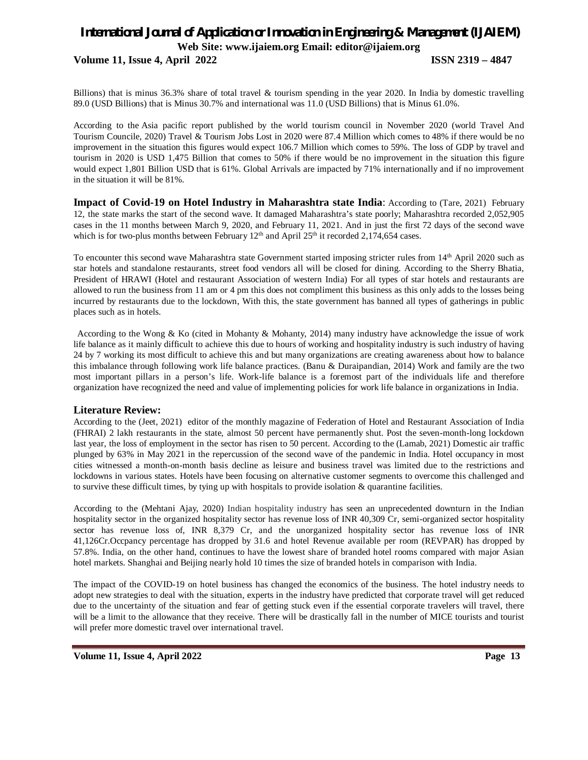Billions) that is minus 36.3% share of total travel & tourism spending in the year 2020. In India by domestic travelling 89.0 (USD Billions) that is Minus 30.7% and international was 11.0 (USD Billions) that is Minus 61.0%.

According to the Asia pacific report published by the world tourism council in November 2020 (world Travel And Tourism Councile, 2020) Travel & Tourism Jobs Lost in 2020 were 87.4 Million which comes to 48% if there would be no improvement in the situation this figures would expect 106.7 Million which comes to 59%. The loss of GDP by travel and tourism in 2020 is USD 1,475 Billion that comes to 50% if there would be no improvement in the situation this figure would expect 1,801 Billion USD that is 61%. Global Arrivals are impacted by 71% internationally and if no improvement in the situation it will be 81%.

**Impact of Covid-19 on Hotel Industry in Maharashtra state India**: According to (Tare, 2021) February 12, the state marks the start of the second wave. It damaged Maharashtra's state poorly; Maharashtra recorded 2,052,905 cases in the 11 months between March 9, 2020, and February 11, 2021. And in just the first 72 days of the second wave which is for two-plus months between February 12th and April 25th it recorded 2,174,654 cases.

To encounter this second wave Maharashtra state Government started imposing stricter rules from 14th April 2020 such as star hotels and standalone restaurants, street food vendors all will be closed for dining. According to the Sherry Bhatia, President of HRAWI (Hotel and restaurant Association of western India) For all types of star hotels and restaurants are allowed to run the business from 11 am or 4 pm this does not compliment this business as this only adds to the losses being incurred by restaurants due to the lockdown, With this, the state government has banned all types of gatherings in public places such as in hotels.

According to the Wong & Ko (cited in Mohanty & Mohanty, 2014) many industry have acknowledge the issue of work life balance as it mainly difficult to achieve this due to hours of working and hospitality industry is such industry of having 24 by 7 working its most difficult to achieve this and but many organizations are creating awareness about how to balance this imbalance through following work life balance practices. (Banu & Duraipandian, 2014) Work and family are the two most important pillars in a person's life. Work-life balance is a foremost part of the individuals life and therefore organization have recognized the need and value of implementing policies for work life balance in organizations in India.

## Literature Review:

According to the (Jeet, 2021) editor of the monthly magazine of Federation of Hotel and Restaurant Association of India (FHRAI) 2 lakh restaurants in the state, almost 50 percent have permanently shut. Post the seven-month-long lockdown last year, the loss of employment in the sector has risen to 50 percent. According to the (Lamab, 2021) Domestic air traffic plunged by 63% in May 2021 in the repercussion of the second wave of the pandemic in India. Hotel occupancy in most cities witnessed a month-on-month basis decline as leisure and business travel was limited due to the restrictions and lockdowns in various states. Hotels have been focusing on alternative customer segments to overcome this challenged and to survive these difficult times, by tying up with hospitals to provide isolation & quarantine facilities.

According to the (Mehtani Ajay, 2020) Indian hospitality industry has seen an unprecedented downturn in the Indian hospitality sector in the organized hospitality sector has revenue loss of INR 40,309 Cr, semi-organized sector hospitality sector has revenue loss of, INR 8,379 Cr, and the unorganized hospitality sector has revenue loss of INR 41,126Cr.Occpancy percentage has dropped by 31.6 and hotel Revenue available per room (REVPAR) has dropped by 57.8%. India, on the other hand, continues to have the lowest share of branded hotel rooms compared with major Asian hotel markets. Shanghai and Beijing nearly hold 10 times the size of branded hotels in comparison with India.

The impact of the COVID-19 on hotel business has changed the economics of the business. The hotel industry needs to adopt new strategies to deal with the situation, experts in the industry have predicted that corporate travel will get reduced due to the uncertainty of the situation and fear of getting stuck even if the essential corporate travelers will travel, there will be a limit to the allowance that they receive. There will be drastically fall in the number of MICE tourists and tourist will prefer more domestic travel over international travel.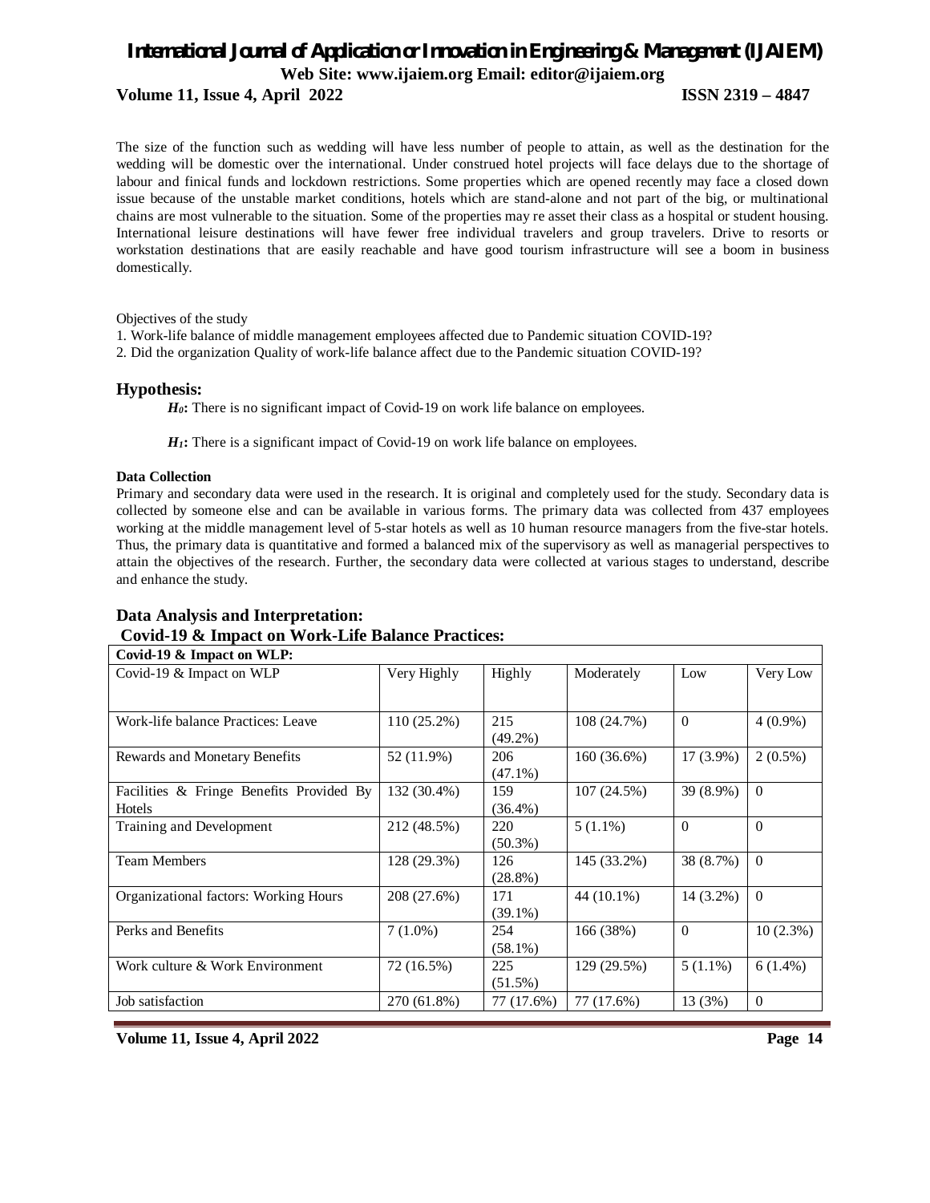The size of the function such as wedding will have less number of people to attain, as well as the destination for the wedding will be domestic over the international. Under construed hotel projects will face delays due to the shortage of labour and finical funds and lockdown restrictions. Some properties which are opened recently may face a closed down issue because of the unstable market conditions, hotels which are stand-alone and not part of the big, or multinational chains are most vulnerable to the situation. Some of the properties may re asset their class as a hospital or student housing. International leisure destinations will have fewer free individual travelers and group travelers. Drive to resorts or workstation destinations that are easily reachable and have good tourism infrastructure will see a boom in business domestically.

Objectives of the study

1. Work-life balance of middle management employees affected due to Pandemic situation COVID-19?
2. Did the organization Quality of work-life balance affect due to the Pandemic situation COVID-19?

## Hypothesis:

***$H_0$*:** There is no significant impact of Covid-19 on work life balance on employees.

***$H_1$*:** There is a significant impact of Covid-19 on work life balance on employees.

#### Data Collection

Primary and secondary data were used in the research. It is original and completely used for the study. Secondary data is collected by someone else and can be available in various forms. The primary data was collected from 437 employees working at the middle management level of 5-star hotels as well as 10 human resource managers from the five-star hotels. Thus, the primary data is quantitative and formed a balanced mix of the supervisory as well as managerial perspectives to attain the objectives of the research. Further, the secondary data were collected at various stages to understand, describe and enhance the study.

## Data Analysis and Interpretation:

### Covid-19 & Impact on Work-Life Balance Practices:

| **Covid-19 & Impact on WLP:** | | | | | |
|---|---|---|---|---|---|
| Covid-19 & Impact on WLP | Very Highly | Highly | Moderately | Low | Very Low |
| Work-life balance Practices: Leave | 110 (25.2%) | 215 (49.2%) | 108 (24.7%) | 0 | 4 (0.9%) |
| Rewards and Monetary Benefits | 52 (11.9%) | 206 (47.1%) | 160 (36.6%) | 17 (3.9%) | 2 (0.5%) |
| Facilities & Fringe Benefits Provided By Hotels | 132 (30.4%) | 159 (36.4%) | 107 (24.5%) | 39 (8.9%) | 0 |
| Training and Development | 212 (48.5%) | 220 (50.3%) | 5 (1.1%) | 0 | 0 |
| Team Members | 128 (29.3%) | 126 (28.8%) | 145 (33.2%) | 38 (8.7%) | 0 |
| Organizational factors: Working Hours | 208 (27.6%) | 171 (39.1%) | 44 (10.1%) | 14 (3.2%) | 0 |
| Perks and Benefits | 7 (1.0%) | 254 (58.1%) | 166 (38%) | 0 | 10 (2.3%) |
| Work culture & Work Environment | 72 (16.5%) | 225 (51.5%) | 129 (29.5%) | 5 (1.1%) | 6 (1.4%) |
| Job satisfaction | 270 (61.8%) | 77 (17.6%) | 77 (17.6%) | 13 (3%) | 0 |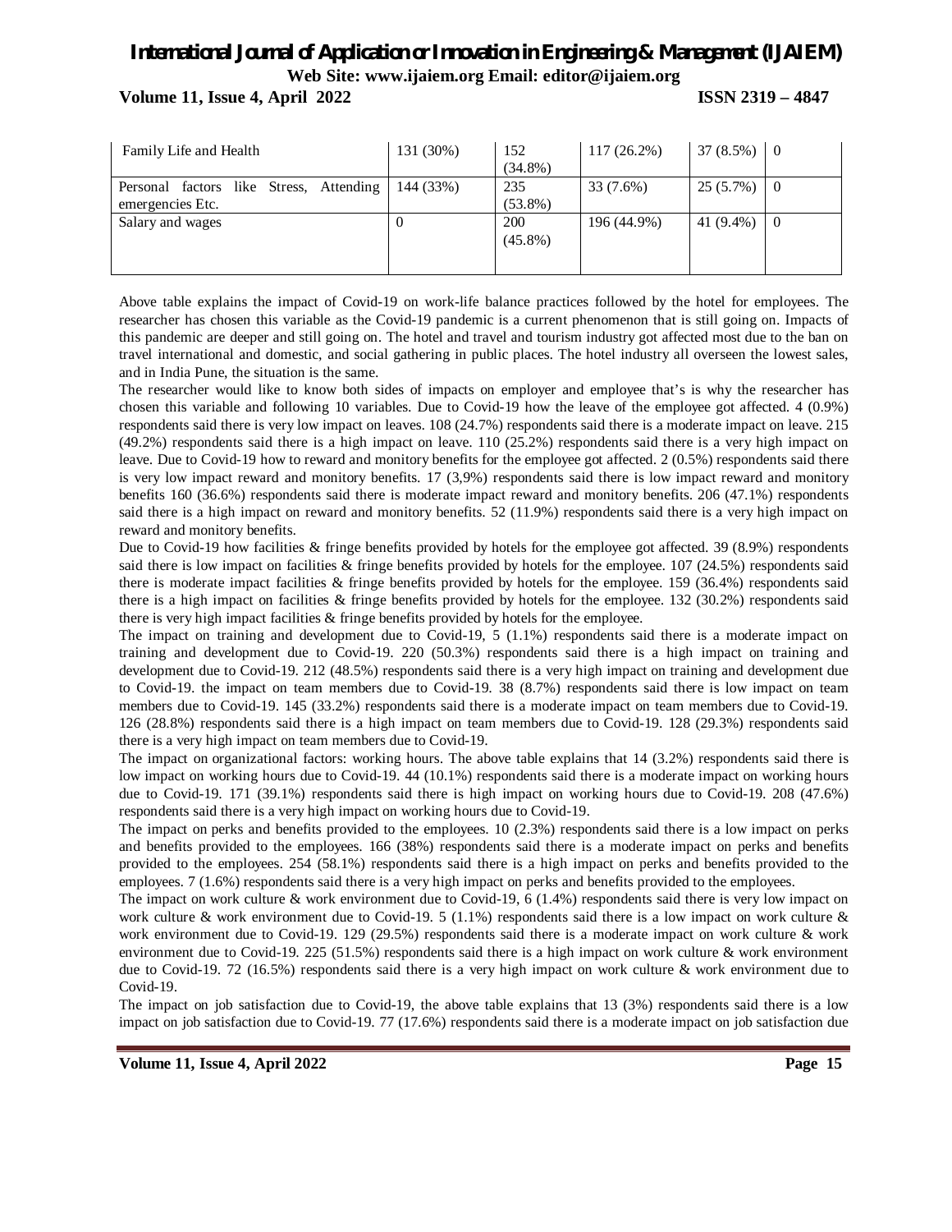| Family Life and Health | 131 (30%) | 152 (34.8%) | 117 (26.2%) | 37 (8.5%) | 0 |
|---|---|---|---|---|---|
| Personal factors like Stress, Attending emergencies Etc. | 144 (33%) | 235 (53.8%) | 33 (7.6%) | 25 (5.7%) | 0 |
| Salary and wages | 0 | 200 (45.8%) | 196 (44.9%) | 41 (9.4%) | 0 |

Above table explains the impact of Covid-19 on work-life balance practices followed by the hotel for employees. The researcher has chosen this variable as the Covid-19 pandemic is a current phenomenon that is still going on. Impacts of this pandemic are deeper and still going on. The hotel and travel and tourism industry got affected most due to the ban on travel international and domestic, and social gathering in public places. The hotel industry all overseen the lowest sales, and in India Pune, the situation is the same.

The researcher would like to know both sides of impacts on employer and employee that's is why the researcher has chosen this variable and following 10 variables. Due to Covid-19 how the leave of the employee got affected. 4 (0.9%) respondents said there is very low impact on leaves. 108 (24.7%) respondents said there is a moderate impact on leave. 215 (49.2%) respondents said there is a high impact on leave. 110 (25.2%) respondents said there is a very high impact on leave. Due to Covid-19 how to reward and monitory benefits for the employee got affected. 2 (0.5%) respondents said there is very low impact reward and monitory benefits. 17 (3,9%) respondents said there is low impact reward and monitory benefits 160 (36.6%) respondents said there is moderate impact reward and monitory benefits. 206 (47.1%) respondents said there is a high impact on reward and monitory benefits. 52 (11.9%) respondents said there is a very high impact on reward and monitory benefits.

Due to Covid-19 how facilities & fringe benefits provided by hotels for the employee got affected. 39 (8.9%) respondents said there is low impact on facilities & fringe benefits provided by hotels for the employee. 107 (24.5%) respondents said there is moderate impact facilities & fringe benefits provided by hotels for the employee. 159 (36.4%) respondents said there is a high impact on facilities & fringe benefits provided by hotels for the employee. 132 (30.2%) respondents said there is very high impact facilities & fringe benefits provided by hotels for the employee.

The impact on training and development due to Covid-19, 5 (1.1%) respondents said there is a moderate impact on training and development due to Covid-19. 220 (50.3%) respondents said there is a high impact on training and development due to Covid-19. 212 (48.5%) respondents said there is a very high impact on training and development due to Covid-19. the impact on team members due to Covid-19. 38 (8.7%) respondents said there is low impact on team members due to Covid-19. 145 (33.2%) respondents said there is a moderate impact on team members due to Covid-19. 126 (28.8%) respondents said there is a high impact on team members due to Covid-19. 128 (29.3%) respondents said there is a very high impact on team members due to Covid-19.

The impact on organizational factors: working hours. The above table explains that 14 (3.2%) respondents said there is low impact on working hours due to Covid-19. 44 (10.1%) respondents said there is a moderate impact on working hours due to Covid-19. 171 (39.1%) respondents said there is high impact on working hours due to Covid-19. 208 (47.6%) respondents said there is a very high impact on working hours due to Covid-19.

The impact on perks and benefits provided to the employees. 10 (2.3%) respondents said there is a low impact on perks and benefits provided to the employees. 166 (38%) respondents said there is a moderate impact on perks and benefits provided to the employees. 254 (58.1%) respondents said there is a high impact on perks and benefits provided to the employees. 7 (1.6%) respondents said there is a very high impact on perks and benefits provided to the employees.

The impact on work culture & work environment due to Covid-19, 6 (1.4%) respondents said there is very low impact on work culture & work environment due to Covid-19. 5 (1.1%) respondents said there is a low impact on work culture & work environment due to Covid-19. 129 (29.5%) respondents said there is a moderate impact on work culture & work environment due to Covid-19. 225 (51.5%) respondents said there is a high impact on work culture & work environment due to Covid-19. 72 (16.5%) respondents said there is a very high impact on work culture & work environment due to Covid-19.

The impact on job satisfaction due to Covid-19, the above table explains that 13 (3%) respondents said there is a low impact on job satisfaction due to Covid-19. 77 (17.6%) respondents said there is a moderate impact on job satisfaction due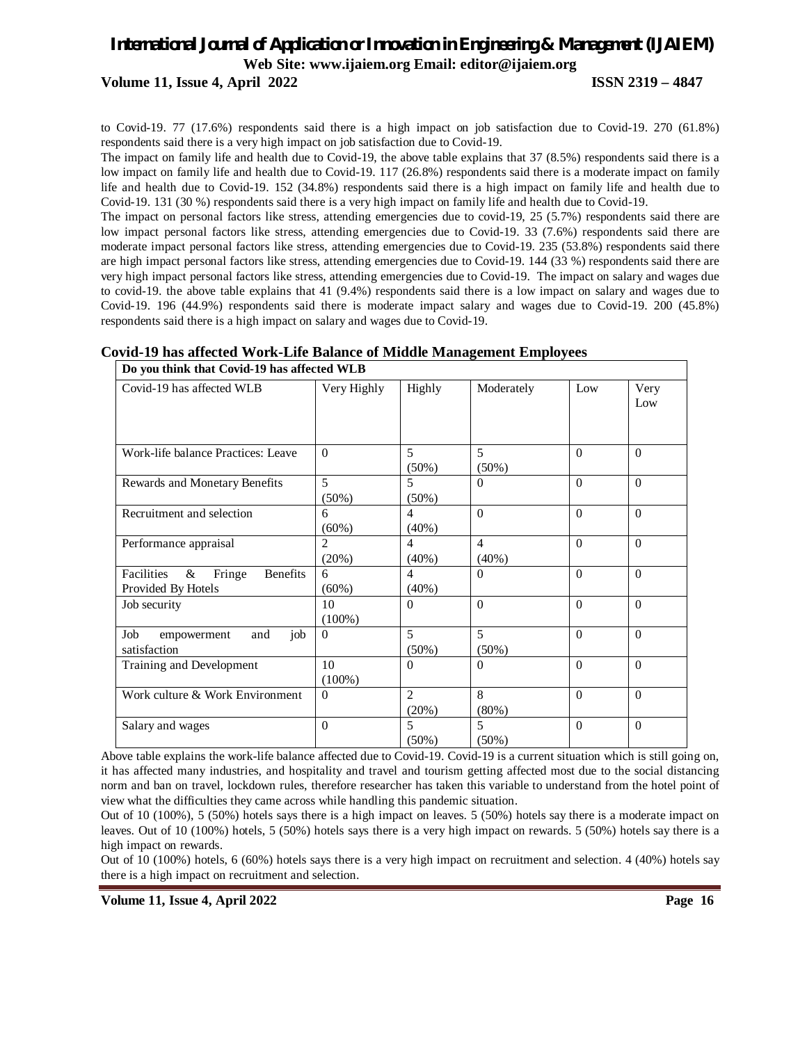to Covid-19. 77 (17.6%) respondents said there is a high impact on job satisfaction due to Covid-19. 270 (61.8%) respondents said there is a very high impact on job satisfaction due to Covid-19.

The impact on family life and health due to Covid-19, the above table explains that 37 (8.5%) respondents said there is a low impact on family life and health due to Covid-19. 117 (26.8%) respondents said there is a moderate impact on family life and health due to Covid-19. 152 (34.8%) respondents said there is a high impact on family life and health due to Covid-19. 131 (30 %) respondents said there is a very high impact on family life and health due to Covid-19.

The impact on personal factors like stress, attending emergencies due to covid-19, 25 (5.7%) respondents said there are low impact personal factors like stress, attending emergencies due to Covid-19. 33 (7.6%) respondents said there are moderate impact personal factors like stress, attending emergencies due to Covid-19. 235 (53.8%) respondents said there are high impact personal factors like stress, attending emergencies due to Covid-19. 144 (33 %) respondents said there are very high impact personal factors like stress, attending emergencies due to Covid-19. The impact on salary and wages due to covid-19. the above table explains that 41 (9.4%) respondents said there is a low impact on salary and wages due to Covid-19. 196 (44.9%) respondents said there is moderate impact salary and wages due to Covid-19. 200 (45.8%) respondents said there is a high impact on salary and wages due to Covid-19.

**Covid-19 has affected Work-Life Balance of Middle Management Employees**

| **Do you think that Covid-19 has affected WLB** | | | | | |
|---|---|---|---|---|---|
| Covid-19 has affected WLB | Very Highly | Highly | Moderately | Low | Very Low |
| Work-life balance Practices: Leave | 0 | 5 (50%) | 5 (50%) | 0 | 0 |
| Rewards and Monetary Benefits | 5 (50%) | 5 (50%) | 0 | 0 | 0 |
| Recruitment and selection | 6 (60%) | 4 (40%) | 0 | 0 | 0 |
| Performance appraisal | 2 (20%) | 4 (40%) | 4 (40%) | 0 | 0 |
| Facilities & Fringe Benefits Provided By Hotels | 6 (60%) | 4 (40%) | 0 | 0 | 0 |
| Job security | 10 (100%) | 0 | 0 | 0 | 0 |
| Job empowerment and job satisfaction | 0 | 5 (50%) | 5 (50%) | 0 | 0 |
| Training and Development | 10 (100%) | 0 | 0 | 0 | 0 |
| Work culture & Work Environment | 0 | 2 (20%) | 8 (80%) | 0 | 0 |
| Salary and wages | 0 | 5 (50%) | 5 (50%) | 0 | 0 |

Above table explains the work-life balance affected due to Covid-19. Covid-19 is a current situation which is still going on, it has affected many industries, and hospitality and travel and tourism getting affected most due to the social distancing norm and ban on travel, lockdown rules, therefore researcher has taken this variable to understand from the hotel point of view what the difficulties they came across while handling this pandemic situation.

Out of 10 (100%), 5 (50%) hotels says there is a high impact on leaves. 5 (50%) hotels say there is a moderate impact on leaves. Out of 10 (100%) hotels, 5 (50%) hotels says there is a very high impact on rewards. 5 (50%) hotels say there is a high impact on rewards.

Out of 10 (100%) hotels, 6 (60%) hotels says there is a very high impact on recruitment and selection. 4 (40%) hotels say there is a high impact on recruitment and selection.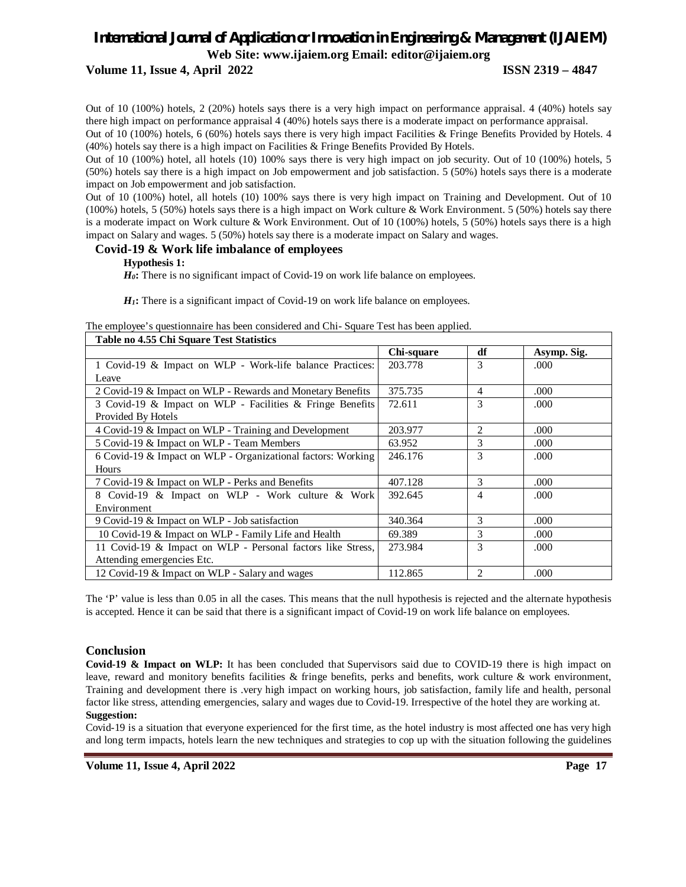Out of 10 (100%) hotels, 2 (20%) hotels says there is a very high impact on performance appraisal. 4 (40%) hotels say there high impact on performance appraisal 4 (40%) hotels says there is a moderate impact on performance appraisal.

Out of 10 (100%) hotels, 6 (60%) hotels says there is very high impact Facilities & Fringe Benefits Provided by Hotels. 4 (40%) hotels say there is a high impact on Facilities & Fringe Benefits Provided By Hotels.

Out of 10 (100%) hotel, all hotels (10) 100% says there is very high impact on job security. Out of 10 (100%) hotels, 5 (50%) hotels say there is a high impact on Job empowerment and job satisfaction. 5 (50%) hotels says there is a moderate impact on Job empowerment and job satisfaction.

Out of 10 (100%) hotel, all hotels (10) 100% says there is very high impact on Training and Development. Out of 10 (100%) hotels, 5 (50%) hotels says there is a high impact on Work culture & Work Environment. 5 (50%) hotels say there is a moderate impact on Work culture & Work Environment. Out of 10 (100%) hotels, 5 (50%) hotels says there is a high impact on Salary and wages. 5 (50%) hotels say there is a moderate impact on Salary and wages.

## Covid-19 & Work life imbalance of employees

**Hypothesis 1:**

***$H_0$*:** There is no significant impact of Covid-19 on work life balance on employees.

***$H_1$*:** There is a significant impact of Covid-19 on work life balance on employees.

The employee's questionnaire has been considered and Chi- Square Test has been applied.

**Table no 4.55 Chi Square Test Statistics**

| | Chi-square | df | Asymp. Sig. |
|---|---|---|---|
| 1 Covid-19 & Impact on WLP - Work-life balance Practices: Leave | 203.778 | 3 | .000 |
| 2 Covid-19 & Impact on WLP - Rewards and Monetary Benefits | 375.735 | 4 | .000 |
| 3 Covid-19 & Impact on WLP - Facilities & Fringe Benefits Provided By Hotels | 72.611 | 3 | .000 |
| 4 Covid-19 & Impact on WLP - Training and Development | 203.977 | 2 | .000 |
| 5 Covid-19 & Impact on WLP - Team Members | 63.952 | 3 | .000 |
| 6 Covid-19 & Impact on WLP - Organizational factors: Working Hours | 246.176 | 3 | .000 |
| 7 Covid-19 & Impact on WLP - Perks and Benefits | 407.128 | 3 | .000 |
| 8 Covid-19 & Impact on WLP - Work culture & Work Environment | 392.645 | 4 | .000 |
| 9 Covid-19 & Impact on WLP - Job satisfaction | 340.364 | 3 | .000 |
| 10 Covid-19 & Impact on WLP - Family Life and Health | 69.389 | 3 | .000 |
| 11 Covid-19 & Impact on WLP - Personal factors like Stress, Attending emergencies Etc. | 273.984 | 3 | .000 |
| 12 Covid-19 & Impact on WLP - Salary and wages | 112.865 | 2 | .000 |

The 'P' value is less than 0.05 in all the cases. This means that the null hypothesis is rejected and the alternate hypothesis is accepted. Hence it can be said that there is a significant impact of Covid-19 on work life balance on employees.

## Conclusion

**Covid-19 & Impact on WLP:** It has been concluded that Supervisors said due to COVID-19 there is high impact on leave, reward and monitory benefits facilities & fringe benefits, perks and benefits, work culture & work environment, Training and development there is .very high impact on working hours, job satisfaction, family life and health, personal factor like stress, attending emergencies, salary and wages due to Covid-19. Irrespective of the hotel they are working at.

**Suggestion:**

Covid-19 is a situation that everyone experienced for the first time, as the hotel industry is most affected one has very high and long term impacts, hotels learn the new techniques and strategies to cop up with the situation following the guidelines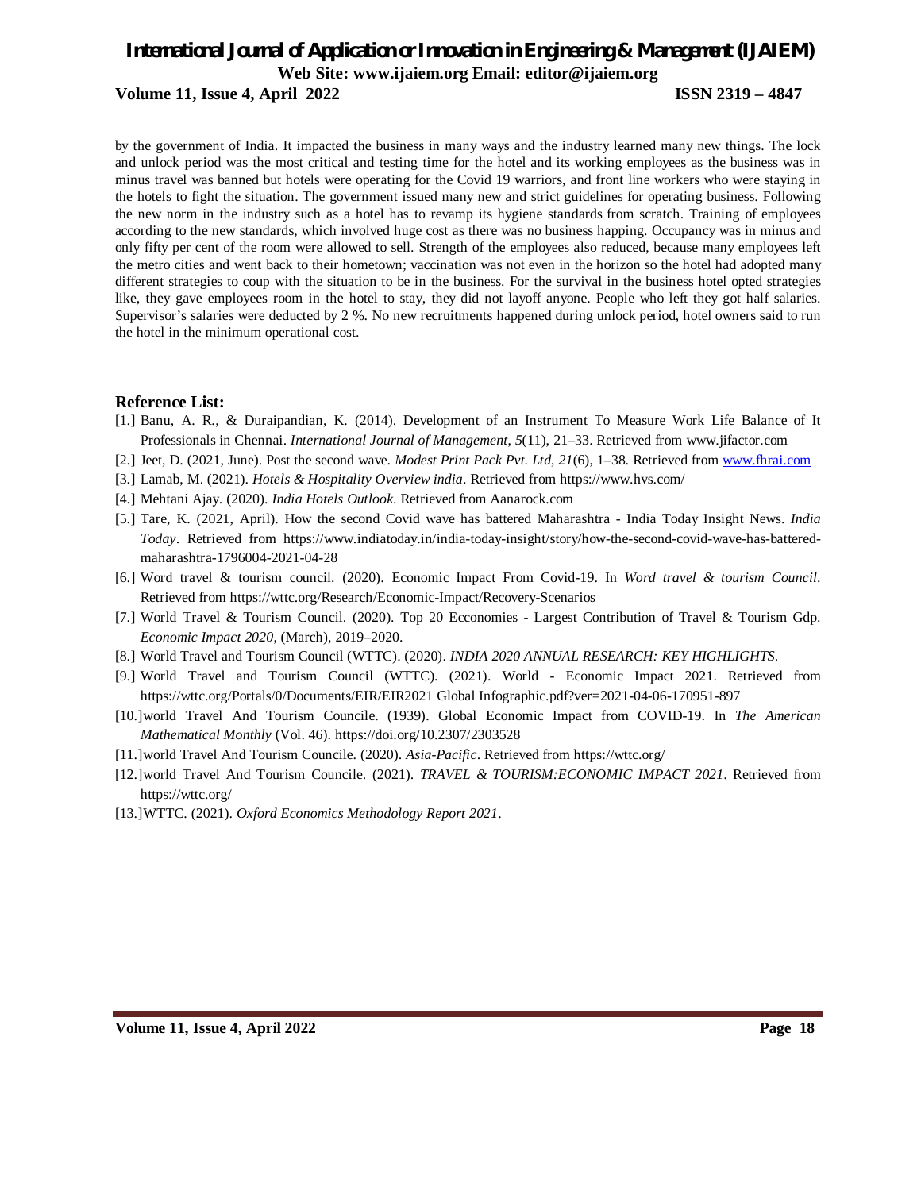by the government of India. It impacted the business in many ways and the industry learned many new things. The lock and unlock period was the most critical and testing time for the hotel and its working employees as the business was in minus travel was banned but hotels were operating for the Covid 19 warriors, and front line workers who were staying in the hotels to fight the situation. The government issued many new and strict guidelines for operating business. Following the new norm in the industry such as a hotel has to revamp its hygiene standards from scratch. Training of employees according to the new standards, which involved huge cost as there was no business happing. Occupancy was in minus and only fifty per cent of the room were allowed to sell. Strength of the employees also reduced, because many employees left the metro cities and went back to their hometown; vaccination was not even in the horizon so the hotel had adopted many different strategies to coup with the situation to be in the business. For the survival in the business hotel opted strategies like, they gave employees room in the hotel to stay, they did not layoff anyone. People who left they got half salaries. Supervisor's salaries were deducted by 2 %. No new recruitments happened during unlock period, hotel owners said to run the hotel in the minimum operational cost.

## Reference List:

[1.] Banu, A. R., & Duraipandian, K. (2014). Development of an Instrument To Measure Work Life Balance of It Professionals in Chennai. *International Journal of Management*, *5*(11), 21–33. Retrieved from www.jifactor.com

[2.] Jeet, D. (2021, June). Post the second wave. *Modest Print Pack Pvt. Ltd*, *21*(6), 1–38. Retrieved from www.fhrai.com

[3.] Lamab, M. (2021). *Hotels & Hospitality Overview india*. Retrieved from https://www.hvs.com/

[4.] Mehtani Ajay. (2020). *India Hotels Outlook*. Retrieved from Aanarock.com

[5.] Tare, K. (2021, April). How the second Covid wave has battered Maharashtra - India Today Insight News. *India Today*. Retrieved from https://www.indiatoday.in/india-today-insight/story/how-the-second-covid-wave-has-battered-maharashtra-1796004-2021-04-28

[6.] Word travel & tourism council. (2020). Economic Impact From Covid-19. In *Word travel & tourism Council*. Retrieved from https://wttc.org/Research/Economic-Impact/Recovery-Scenarios

[7.] World Travel & Tourism Council. (2020). Top 20 Ecconomies - Largest Contribution of Travel & Tourism Gdp. *Economic Impact 2020*, (March), 2019–2020.

[8.] World Travel and Tourism Council (WTTC). (2020). *INDIA 2020 ANNUAL RESEARCH: KEY HIGHLIGHTS*.

[9.] World Travel and Tourism Council (WTTC). (2021). World - Economic Impact 2021. Retrieved from https://wttc.org/Portals/0/Documents/EIR/EIR2021 Global Infographic.pdf?ver=2021-04-06-170951-897

[10.] world Travel And Tourism Councile. (1939). Global Economic Impact from COVID-19. In *The American Mathematical Monthly* (Vol. 46). https://doi.org/10.2307/2303528

[11.] world Travel And Tourism Councile. (2020). *Asia-Pacific*. Retrieved from https://wttc.org/

[12.] world Travel And Tourism Councile. (2021). *TRAVEL & TOURISM:ECONOMIC IMPACT 2021*. Retrieved from https://wttc.org/

[13.] WTTC. (2021). *Oxford Economics Methodology Report 2021*.